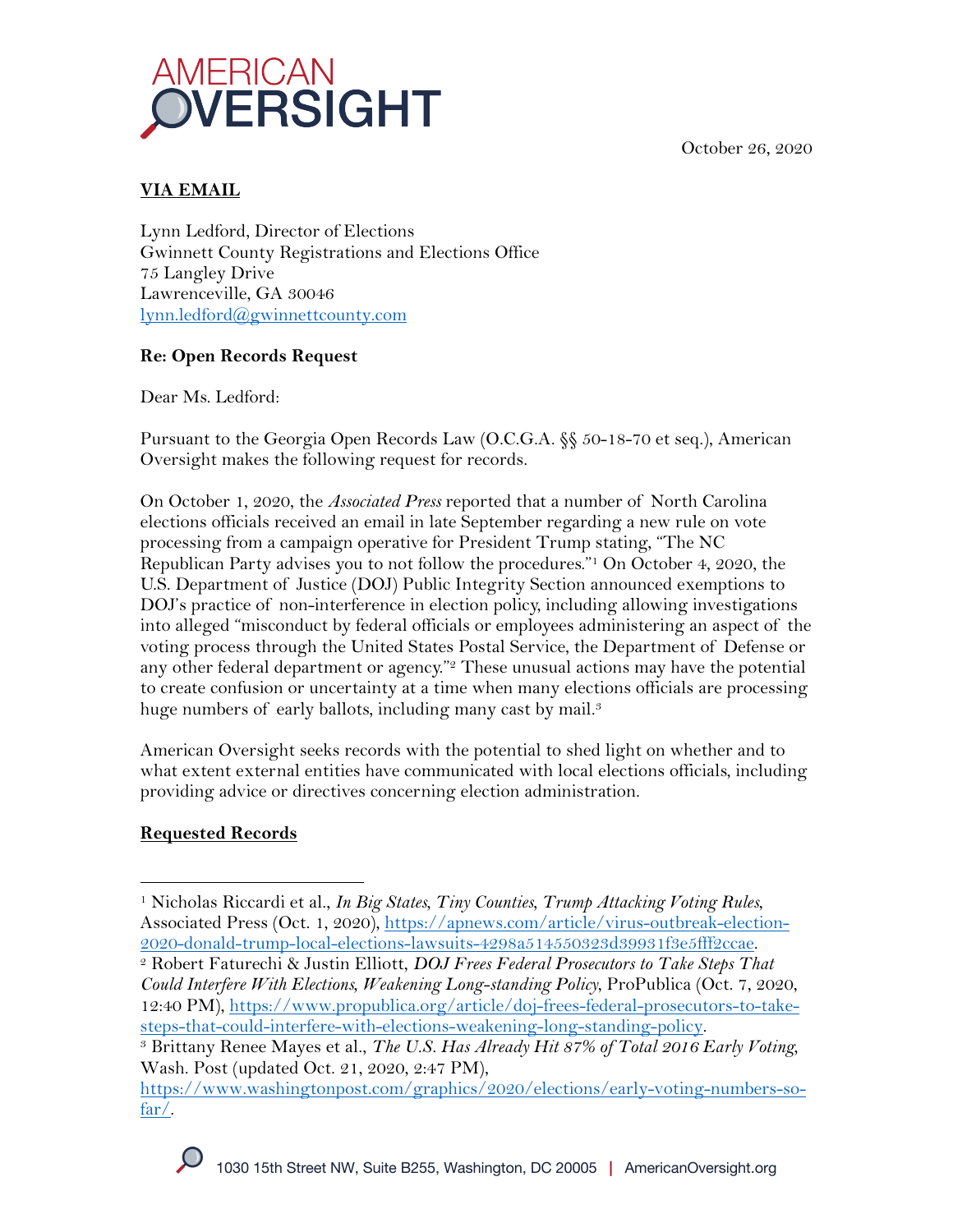October 26, 2020

**VIA EMAIL**

Lynn Ledford, Director of Elections
Gwinnett County Registrations and Elections Office
75 Langley Drive
Lawrenceville, GA 30046
lynn.ledford@gwinnettcounty.com

**Re: Open Records Request**

Dear Ms. Ledford:

Pursuant to the Georgia Open Records Law (O.C.G.A. §§ 50-18-70 et seq.), American Oversight makes the following request for records.

On October 1, 2020, the *Associated Press* reported that a number of North Carolina elections officials received an email in late September regarding a new rule on vote processing from a campaign operative for President Trump stating, "The NC Republican Party advises you to not follow the procedures."[1] On October 4, 2020, the U.S. Department of Justice (DOJ) Public Integrity Section announced exemptions to DOJ's practice of non-interference in election policy, including allowing investigations into alleged "misconduct by federal officials or employees administering an aspect of the voting process through the United States Postal Service, the Department of Defense or any other federal department or agency."[2] These unusual actions may have the potential to create confusion or uncertainty at a time when many elections officials are processing huge numbers of early ballots, including many cast by mail.[3]

American Oversight seeks records with the potential to shed light on whether and to what extent external entities have communicated with local elections officials, including providing advice or directives concerning election administration.

**Requested Records**

---

[1] Nicholas Riccardi et al., *In Big States, Tiny Counties, Trump Attacking Voting Rules*, Associated Press (Oct. 1, 2020), https://apnews.com/article/virus-outbreak-election-2020-donald-trump-local-elections-lawsuits-4298a514550323d39931f3e5fff2ccae.

[2] Robert Faturechi & Justin Elliott, *DOJ Frees Federal Prosecutors to Take Steps That Could Interfere With Elections, Weakening Long-standing Policy*, ProPublica (Oct. 7, 2020, 12:40 PM), https://www.propublica.org/article/doj-frees-federal-prosecutors-to-take-steps-that-could-interfere-with-elections-weakening-long-standing-policy.

[3] Brittany Renee Mayes et al., *The U.S. Has Already Hit 87% of Total 2016 Early Voting*, Wash. Post (updated Oct. 21, 2020, 2:47 PM), https://www.washingtonpost.com/graphics/2020/elections/early-voting-numbers-so-far/.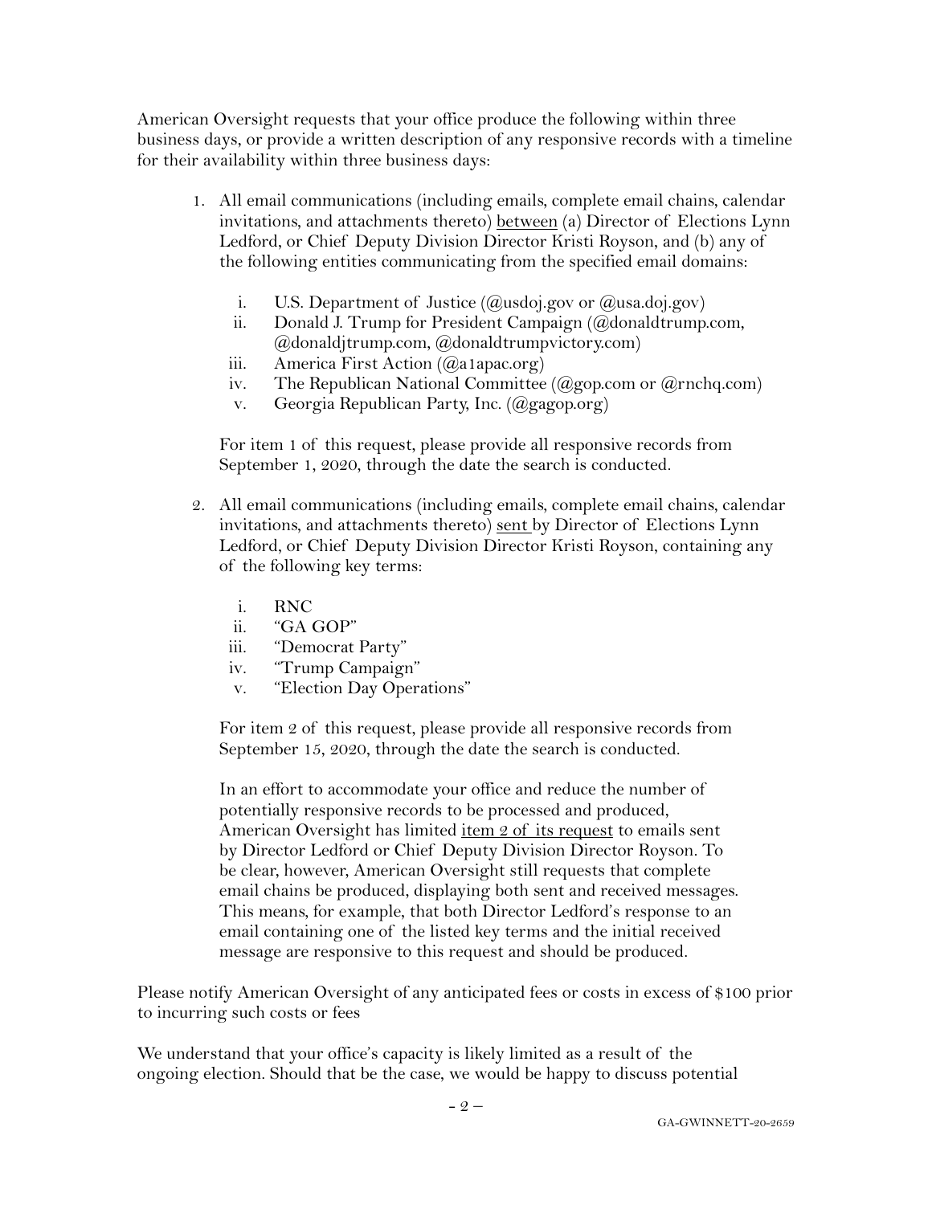American Oversight requests that your office produce the following within three business days, or provide a written description of any responsive records with a timeline for their availability within three business days:

1. All email communications (including emails, complete email chains, calendar invitations, and attachments thereto) <u>between</u> (a) Director of Elections Lynn Ledford, or Chief Deputy Division Director Kristi Royson, and (b) any of the following entities communicating from the specified email domains:

    i. U.S. Department of Justice (@usdoj.gov or @usa.doj.gov)
    ii. Donald J. Trump for President Campaign (@donaldtrump.com, @donaldjtrump.com, @donaldtrumpvictory.com)
    iii. America First Action (@a1apac.org)
    iv. The Republican National Committee (@gop.com or @rnchq.com)
    v. Georgia Republican Party, Inc. (@gagop.org)

    For item 1 of this request, please provide all responsive records from September 1, 2020, through the date the search is conducted.

2. All email communications (including emails, complete email chains, calendar invitations, and attachments thereto) <u>sent</u> by Director of Elections Lynn Ledford, or Chief Deputy Division Director Kristi Royson, containing any of the following key terms:

    i. RNC
    ii. "GA GOP"
    iii. "Democrat Party"
    iv. "Trump Campaign"
    v. "Election Day Operations"

    For item 2 of this request, please provide all responsive records from September 15, 2020, through the date the search is conducted.

    In an effort to accommodate your office and reduce the number of potentially responsive records to be processed and produced, American Oversight has limited <u>item 2 of its request</u> to emails sent by Director Ledford or Chief Deputy Division Director Royson. To be clear, however, American Oversight still requests that complete email chains be produced, displaying both sent and received messages. This means, for example, that both Director Ledford's response to an email containing one of the listed key terms and the initial received message are responsive to this request and should be produced.

Please notify American Oversight of any anticipated fees or costs in excess of $100 prior to incurring such costs or fees

We understand that your office's capacity is likely limited as a result of the ongoing election. Should that be the case, we would be happy to discuss potential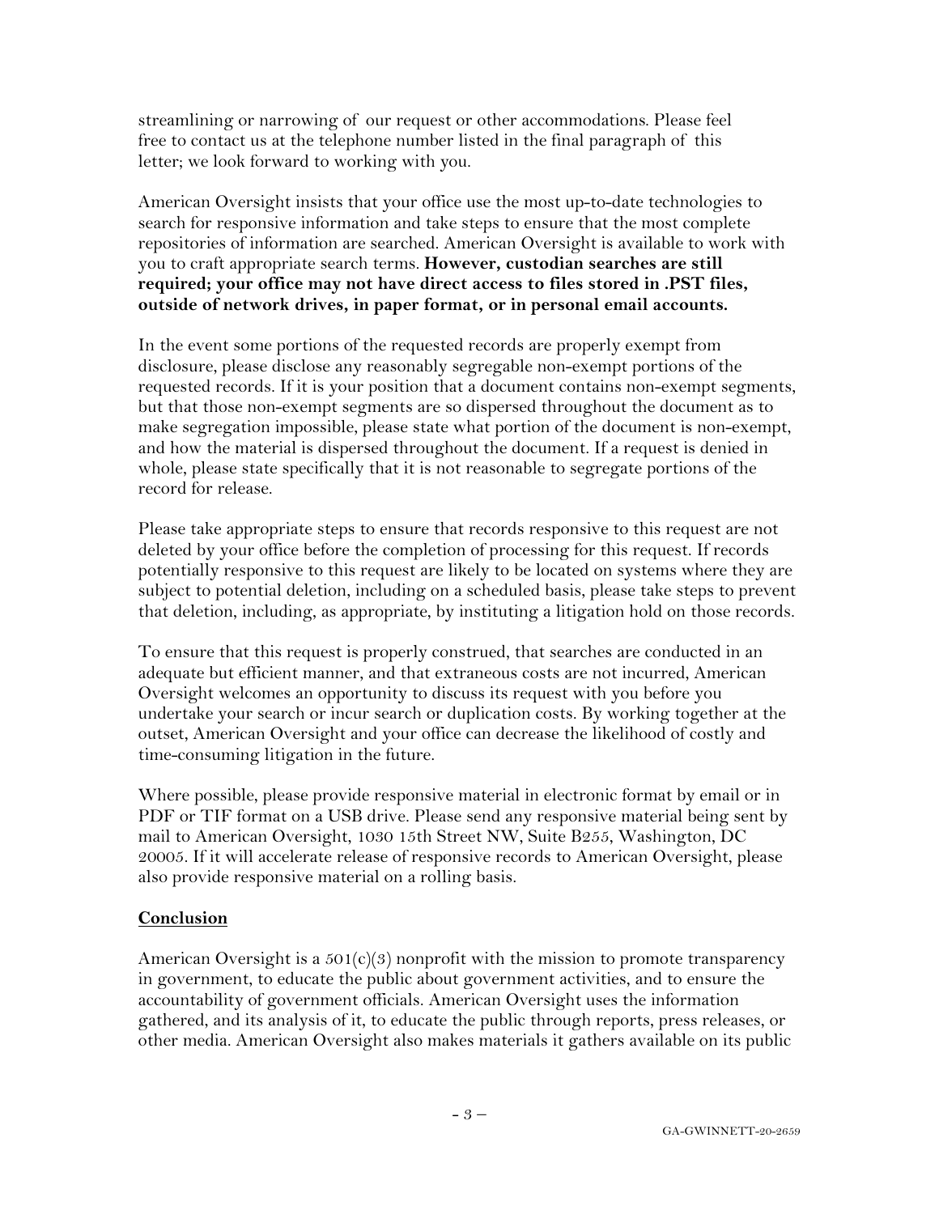streamlining or narrowing of our request or other accommodations. Please feel free to contact us at the telephone number listed in the final paragraph of this letter; we look forward to working with you.

American Oversight insists that your office use the most up-to-date technologies to search for responsive information and take steps to ensure that the most complete repositories of information are searched. American Oversight is available to work with you to craft appropriate search terms. **However, custodian searches are still required; your office may not have direct access to files stored in .PST files, outside of network drives, in paper format, or in personal email accounts.**

In the event some portions of the requested records are properly exempt from disclosure, please disclose any reasonably segregable non-exempt portions of the requested records. If it is your position that a document contains non-exempt segments, but that those non-exempt segments are so dispersed throughout the document as to make segregation impossible, please state what portion of the document is non-exempt, and how the material is dispersed throughout the document. If a request is denied in whole, please state specifically that it is not reasonable to segregate portions of the record for release.

Please take appropriate steps to ensure that records responsive to this request are not deleted by your office before the completion of processing for this request. If records potentially responsive to this request are likely to be located on systems where they are subject to potential deletion, including on a scheduled basis, please take steps to prevent that deletion, including, as appropriate, by instituting a litigation hold on those records.

To ensure that this request is properly construed, that searches are conducted in an adequate but efficient manner, and that extraneous costs are not incurred, American Oversight welcomes an opportunity to discuss its request with you before you undertake your search or incur search or duplication costs. By working together at the outset, American Oversight and your office can decrease the likelihood of costly and time-consuming litigation in the future.

Where possible, please provide responsive material in electronic format by email or in PDF or TIF format on a USB drive. Please send any responsive material being sent by mail to American Oversight, 1030 15th Street NW, Suite B255, Washington, DC 20005. If it will accelerate release of responsive records to American Oversight, please also provide responsive material on a rolling basis.

## Conclusion

American Oversight is a 501(c)(3) nonprofit with the mission to promote transparency in government, to educate the public about government activities, and to ensure the accountability of government officials. American Oversight uses the information gathered, and its analysis of it, to educate the public through reports, press releases, or other media. American Oversight also makes materials it gathers available on its public

GA-GWINNETT-20-2659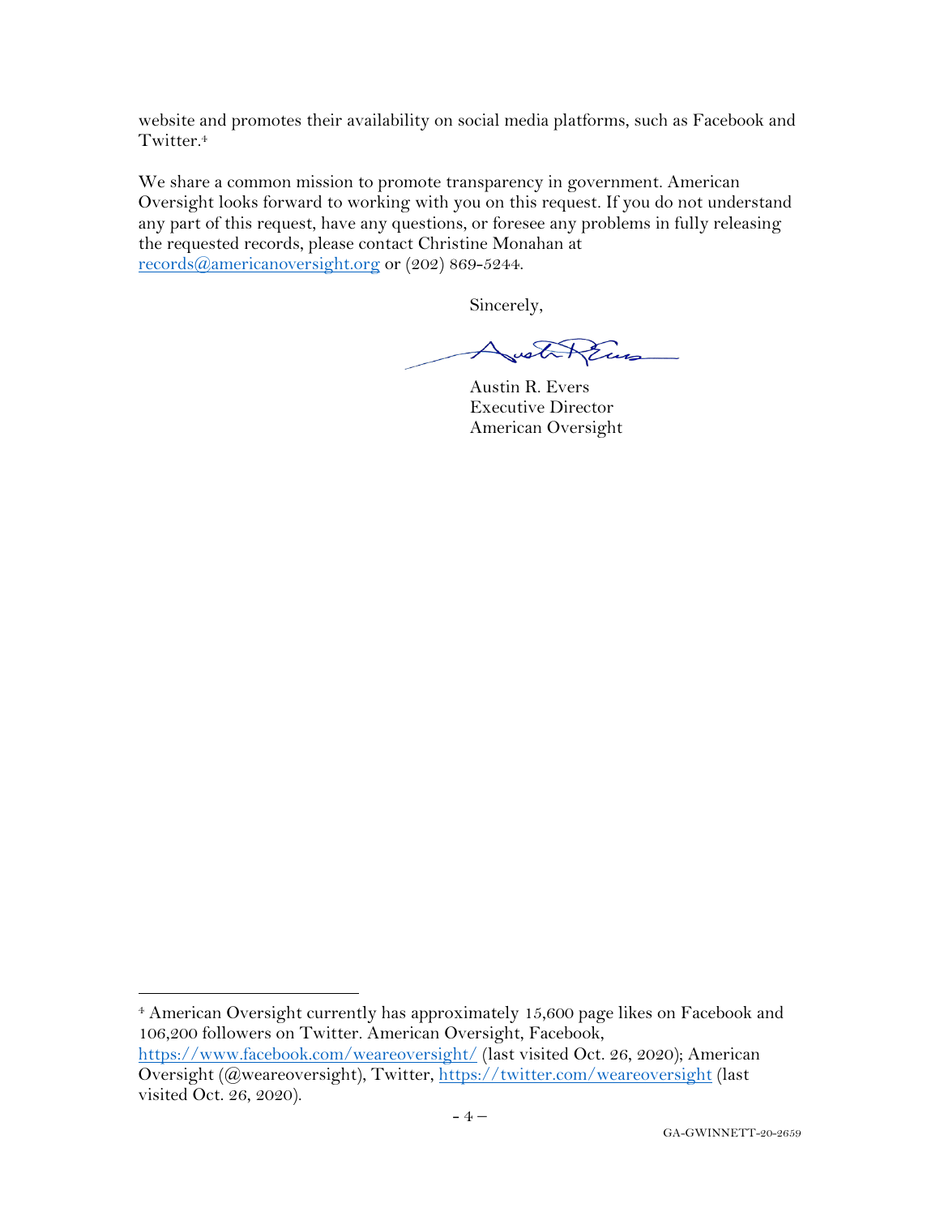website and promotes their availability on social media platforms, such as Facebook and Twitter.[4]

We share a common mission to promote transparency in government. American Oversight looks forward to working with you on this request. If you do not understand any part of this request, have any questions, or foresee any problems in fully releasing the requested records, please contact Christine Monahan at records@americanoversight.org or (202) 869-5244.

Sincerely,

Austin R. Evers
Executive Director
American Oversight

---

[4] American Oversight currently has approximately 15,600 page likes on Facebook and 106,200 followers on Twitter. American Oversight, Facebook, https://www.facebook.com/weareoversight/ (last visited Oct. 26, 2020); American Oversight (@weareoversight), Twitter, https://twitter.com/weareoversight (last visited Oct. 26, 2020).

GA-GWINNETT-20-2659